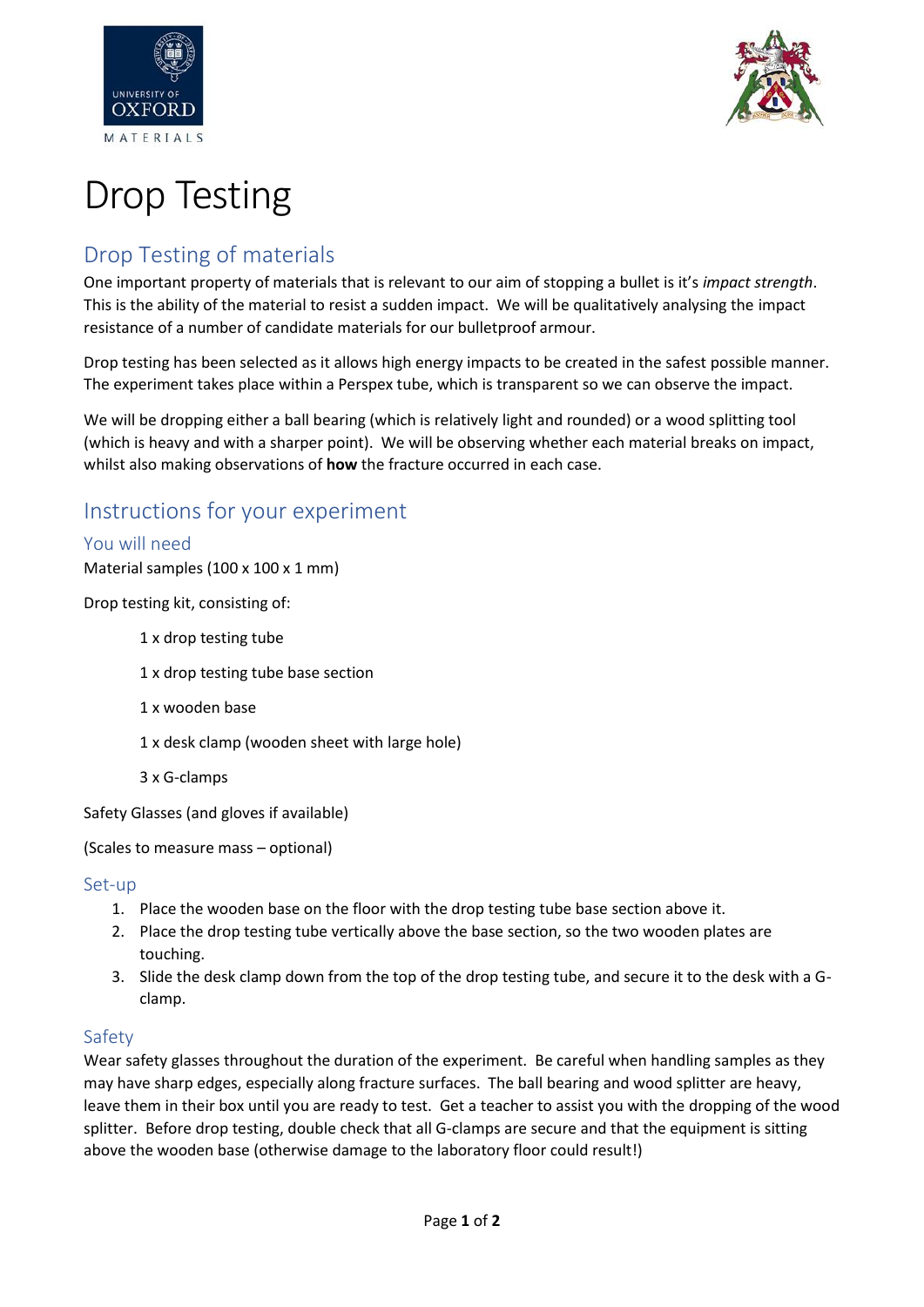# Drop Testing

## Drop Testing of materials

One important property of materials that is relevant to our aim of stopping a bullet is it's *impact strength*. This is the ability of the material to resist a sudden impact. We will be qualitatively analysing the impact resistance of a number of candidate materials for our bulletproof armour.

Drop testing has been selected as it allows high energy impacts to be created in the safest possible manner. The experiment takes place within a Perspex tube, which is transparent so we can observe the impact.

We will be dropping either a ball bearing (which is relatively light and rounded) or a wood splitting tool (which is heavy and with a sharper point). We will be observing whether each material breaks on impact, whilst also making observations of **how** the fracture occurred in each case.

## Instructions for your experiment

### You will need

Material samples (100 x 100 x 1 mm)

Drop testing kit, consisting of:

- 1 x drop testing tube
- 1 x drop testing tube base section
- 1 x wooden base
- 1 x desk clamp (wooden sheet with large hole)
- 3 x G-clamps

Safety Glasses (and gloves if available)

(Scales to measure mass – optional)

### Set-up

1. Place the wooden base on the floor with the drop testing tube base section above it.
2. Place the drop testing tube vertically above the base section, so the two wooden plates are touching.
3. Slide the desk clamp down from the top of the drop testing tube, and secure it to the desk with a G-clamp.

### Safety

Wear safety glasses throughout the duration of the experiment. Be careful when handling samples as they may have sharp edges, especially along fracture surfaces. The ball bearing and wood splitter are heavy, leave them in their box until you are ready to test. Get a teacher to assist you with the dropping of the wood splitter. Before drop testing, double check that all G-clamps are secure and that the equipment is sitting above the wooden base (otherwise damage to the laboratory floor could result!)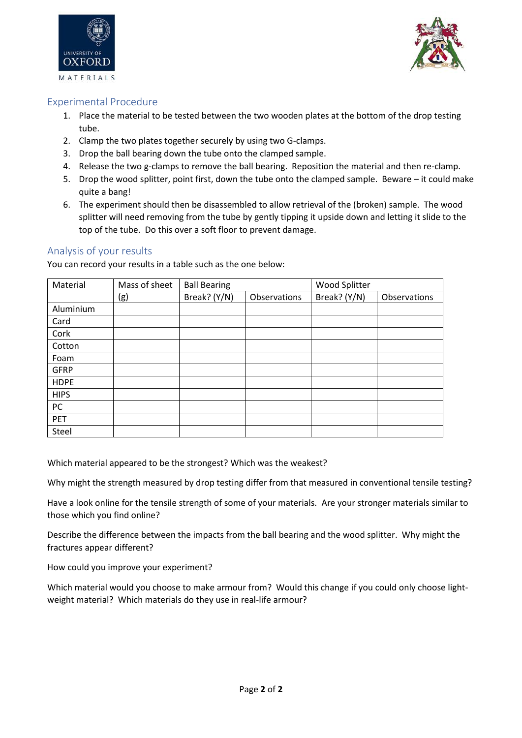## Experimental Procedure

1. Place the material to be tested between the two wooden plates at the bottom of the drop testing tube.
2. Clamp the two plates together securely by using two G-clamps.
3. Drop the ball bearing down the tube onto the clamped sample.
4. Release the two g-clamps to remove the ball bearing. Reposition the material and then re-clamp.
5. Drop the wood splitter, point first, down the tube onto the clamped sample. Beware – it could make quite a bang!
6. The experiment should then be disassembled to allow retrieval of the (broken) sample. The wood splitter will need removing from the tube by gently tipping it upside down and letting it slide to the top of the tube. Do this over a soft floor to prevent damage.

## Analysis of your results

You can record your results in a table such as the one below:

| Material | Mass of sheet (g) | Ball Bearing | | Wood Splitter | |
|---|---|---|---|---|---|
| | | Break? (Y/N) | Observations | Break? (Y/N) | Observations |
| Aluminium | | | | | |
| Card | | | | | |
| Cork | | | | | |
| Cotton | | | | | |
| Foam | | | | | |
| GFRP | | | | | |
| HDPE | | | | | |
| HIPS | | | | | |
| PC | | | | | |
| PET | | | | | |
| Steel | | | | | |

Which material appeared to be the strongest? Which was the weakest?

Why might the strength measured by drop testing differ from that measured in conventional tensile testing?

Have a look online for the tensile strength of some of your materials. Are your stronger materials similar to those which you find online?

Describe the difference between the impacts from the ball bearing and the wood splitter. Why might the fractures appear different?

How could you improve your experiment?

Which material would you choose to make armour from? Would this change if you could only choose light-weight material? Which materials do they use in real-life armour?